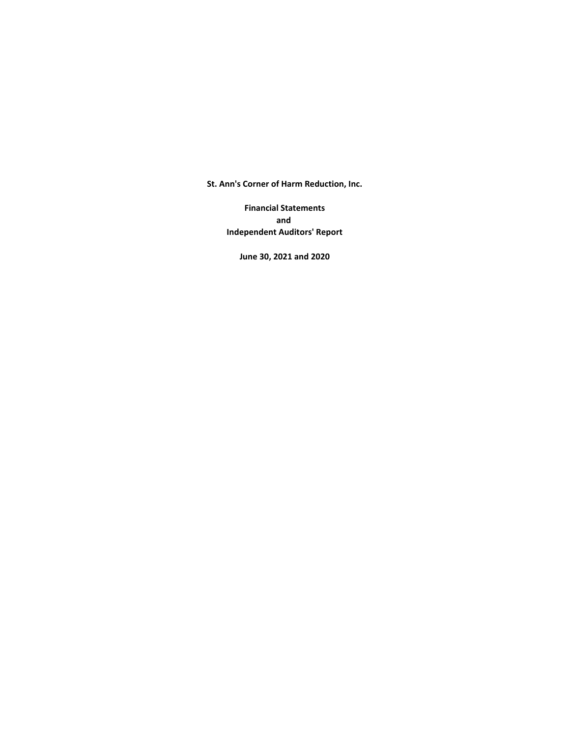**St. Ann's Corner of Harm Reduction, Inc.**

**Financial Statements**
**and**
**Independent Auditors' Report**

**June 30, 2021 and 2020**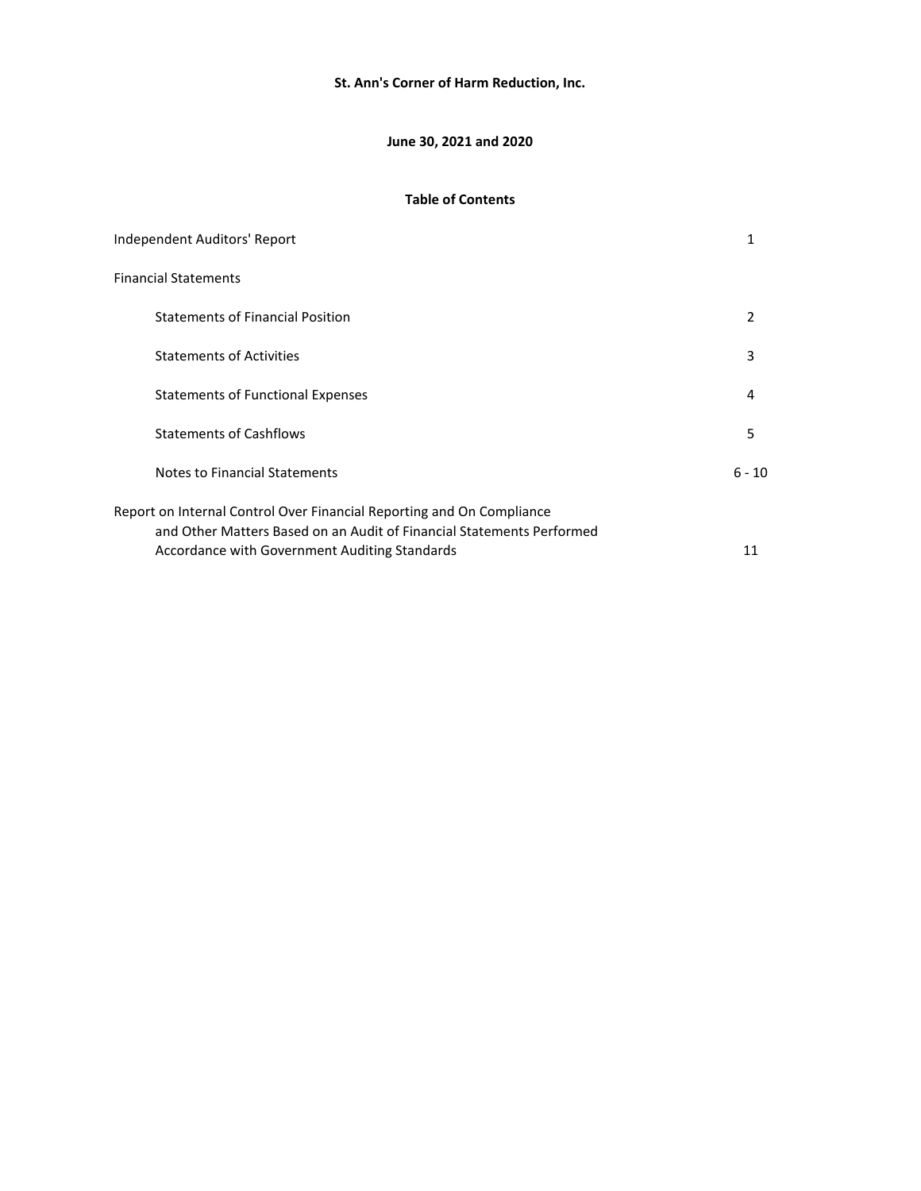**St. Ann's Corner of Harm Reduction, Inc.**

**June 30, 2021 and 2020**

**Table of Contents**

| | |
|---|---|
| Independent Auditors' Report | 1 |
| Financial Statements | |
| Statements of Financial Position | 2 |
| Statements of Activities | 3 |
| Statements of Functional Expenses | 4 |
| Statements of Cashflows | 5 |
| Notes to Financial Statements | 6 - 10 |
| Report on Internal Control Over Financial Reporting and On Compliance and Other Matters Based on an Audit of Financial Statements Performed Accordance with Government Auditing Standards | 11 |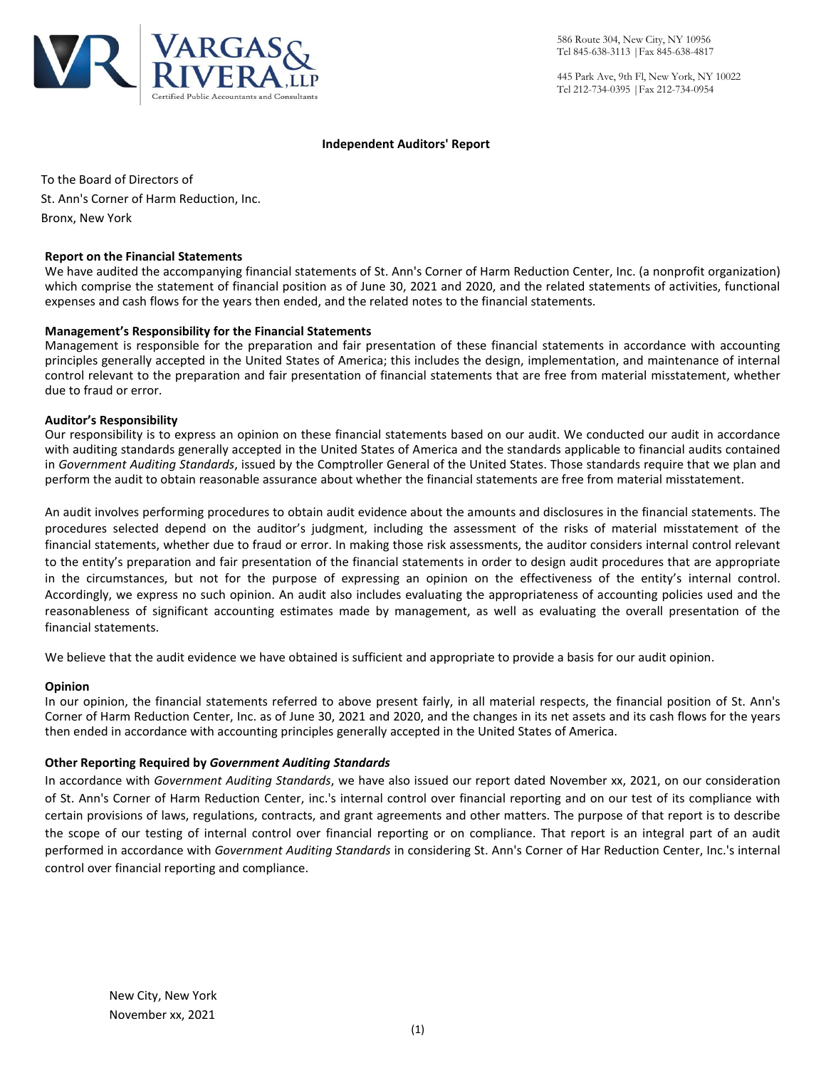586 Route 304, New City, NY 10956
Tel 845-638-3113 | Fax 845-638-4817

445 Park Ave, 9th Fl, New York, NY 10022
Tel 212-734-0395 | Fax 212-734-0954

**Independent Auditors' Report**

To the Board of Directors of
St. Ann's Corner of Harm Reduction, Inc.
Bronx, New York

**Report on the Financial Statements**

We have audited the accompanying financial statements of St. Ann's Corner of Harm Reduction Center, Inc. (a nonprofit organization) which comprise the statement of financial position as of June 30, 2021 and 2020, and the related statements of activities, functional expenses and cash flows for the years then ended, and the related notes to the financial statements.

**Management's Responsibility for the Financial Statements**

Management is responsible for the preparation and fair presentation of these financial statements in accordance with accounting principles generally accepted in the United States of America; this includes the design, implementation, and maintenance of internal control relevant to the preparation and fair presentation of financial statements that are free from material misstatement, whether due to fraud or error.

**Auditor's Responsibility**

Our responsibility is to express an opinion on these financial statements based on our audit. We conducted our audit in accordance with auditing standards generally accepted in the United States of America and the standards applicable to financial audits contained in *Government Auditing Standards*, issued by the Comptroller General of the United States. Those standards require that we plan and perform the audit to obtain reasonable assurance about whether the financial statements are free from material misstatement.

An audit involves performing procedures to obtain audit evidence about the amounts and disclosures in the financial statements. The procedures selected depend on the auditor's judgment, including the assessment of the risks of material misstatement of the financial statements, whether due to fraud or error. In making those risk assessments, the auditor considers internal control relevant to the entity's preparation and fair presentation of the financial statements in order to design audit procedures that are appropriate in the circumstances, but not for the purpose of expressing an opinion on the effectiveness of the entity's internal control. Accordingly, we express no such opinion. An audit also includes evaluating the appropriateness of accounting policies used and the reasonableness of significant accounting estimates made by management, as well as evaluating the overall presentation of the financial statements.

We believe that the audit evidence we have obtained is sufficient and appropriate to provide a basis for our audit opinion.

**Opinion**

In our opinion, the financial statements referred to above present fairly, in all material respects, the financial position of St. Ann's Corner of Harm Reduction Center, Inc. as of June 30, 2021 and 2020, and the changes in its net assets and its cash flows for the years then ended in accordance with accounting principles generally accepted in the United States of America.

**Other Reporting Required by *Government Auditing Standards***

In accordance with *Government Auditing Standards*, we have also issued our report dated November xx, 2021, on our consideration of St. Ann's Corner of Harm Reduction Center, inc.'s internal control over financial reporting and on our test of its compliance with certain provisions of laws, regulations, contracts, and grant agreements and other matters. The purpose of that report is to describe the scope of our testing of internal control over financial reporting or on compliance. That report is an integral part of an audit performed in accordance with *Government Auditing Standards* in considering St. Ann's Corner of Har Reduction Center, Inc.'s internal control over financial reporting and compliance.

New City, New York
November xx, 2021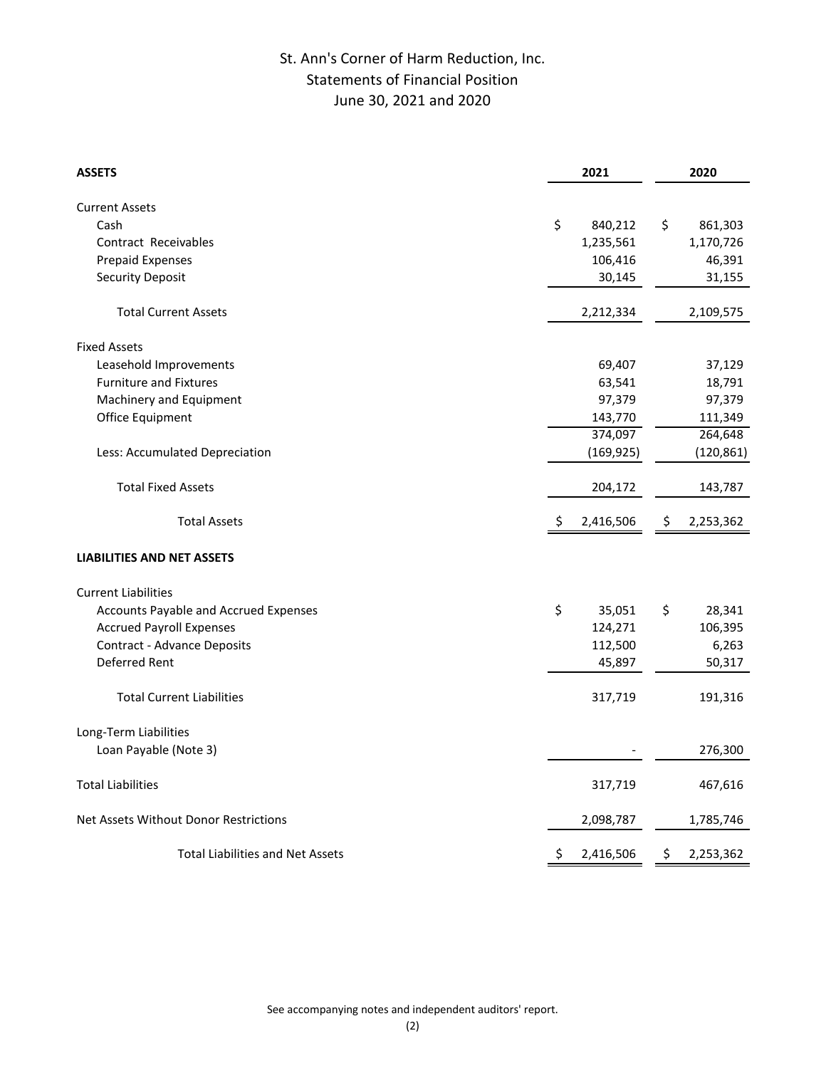# St. Ann's Corner of Harm Reduction, Inc.
## Statements of Financial Position
## June 30, 2021 and 2020

| **ASSETS** | **2021** | **2020** |
|---|---|---|
| Current Assets | | |
| Cash | $ 840,212 | $ 861,303 |
| Contract Receivables | 1,235,561 | 1,170,726 |
| Prepaid Expenses | 106,416 | 46,391 |
| Security Deposit | 30,145 | 31,155 |
| Total Current Assets | 2,212,334 | 2,109,575 |
| Fixed Assets | | |
| Leasehold Improvements | 69,407 | 37,129 |
| Furniture and Fixtures | 63,541 | 18,791 |
| Machinery and Equipment | 97,379 | 97,379 |
| Office Equipment | 143,770 | 111,349 |
| | 374,097 | 264,648 |
| Less: Accumulated Depreciation | (169,925) | (120,861) |
| Total Fixed Assets | 204,172 | 143,787 |
| Total Assets | $ 2,416,506 | $ 2,253,362 |
| **LIABILITIES AND NET ASSETS** | | |
| Current Liabilities | | |
| Accounts Payable and Accrued Expenses | $ 35,051 | $ 28,341 |
| Accrued Payroll Expenses | 124,271 | 106,395 |
| Contract - Advance Deposits | 112,500 | 6,263 |
| Deferred Rent | 45,897 | 50,317 |
| Total Current Liabilities | 317,719 | 191,316 |
| Long-Term Liabilities | | |
| Loan Payable (Note 3) | - | 276,300 |
| Total Liabilities | 317,719 | 467,616 |
| Net Assets Without Donor Restrictions | 2,098,787 | 1,785,746 |
| Total Liabilities and Net Assets | $ 2,416,506 | $ 2,253,362 |

See accompanying notes and independent auditors' report.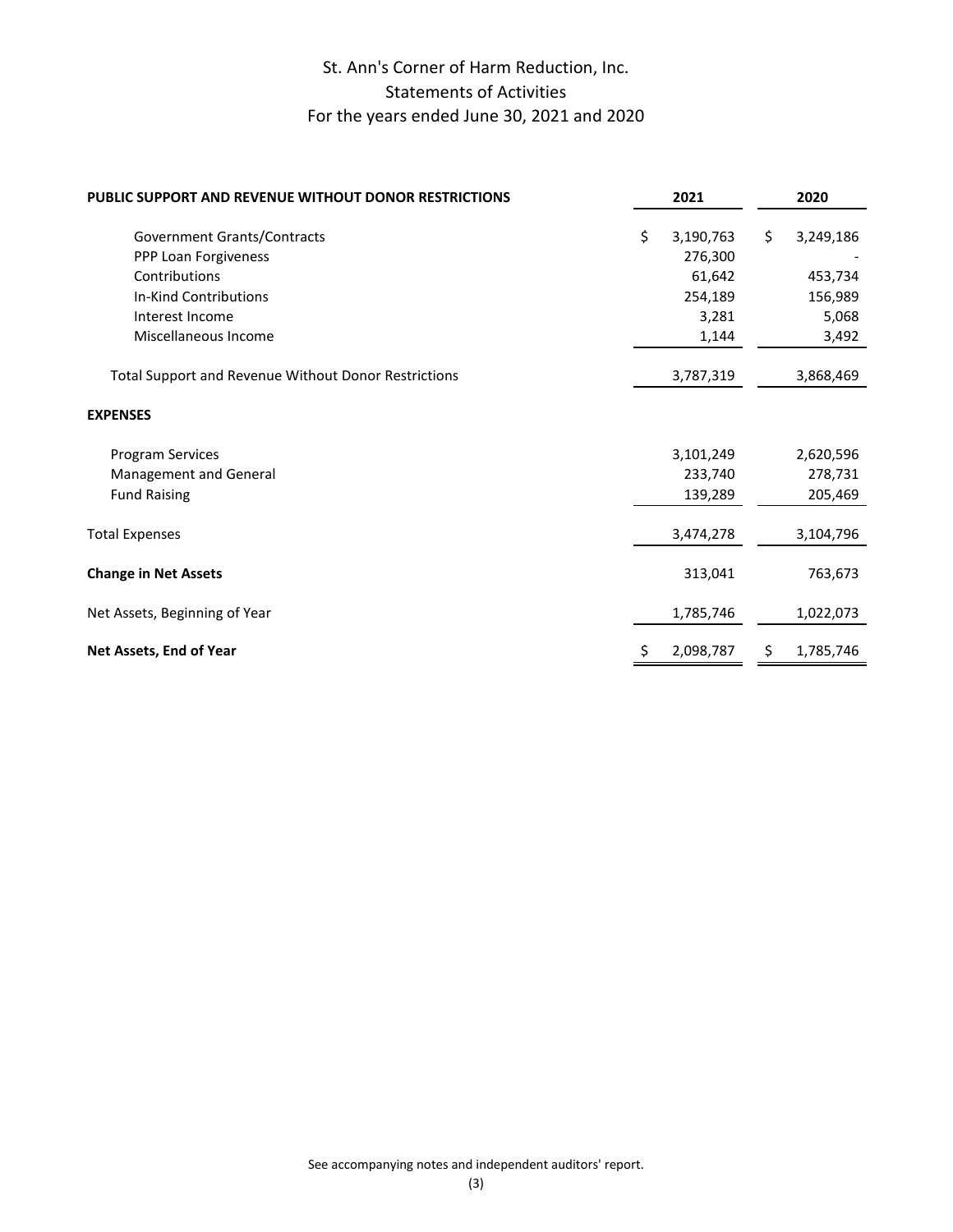# St. Ann's Corner of Harm Reduction, Inc.
## Statements of Activities
### For the years ended June 30, 2021 and 2020

| PUBLIC SUPPORT AND REVENUE WITHOUT DONOR RESTRICTIONS | 2021 | 2020 |
|---|---|---|
| Government Grants/Contracts | $ 3,190,763 | $ 3,249,186 |
| PPP Loan Forgiveness | 276,300 | - |
| Contributions | 61,642 | 453,734 |
| In-Kind Contributions | 254,189 | 156,989 |
| Interest Income | 3,281 | 5,068 |
| Miscellaneous Income | 1,144 | 3,492 |
| Total Support and Revenue Without Donor Restrictions | 3,787,319 | 3,868,469 |
| **EXPENSES** | | |
| Program Services | 3,101,249 | 2,620,596 |
| Management and General | 233,740 | 278,731 |
| Fund Raising | 139,289 | 205,469 |
| Total Expenses | 3,474,278 | 3,104,796 |
| **Change in Net Assets** | 313,041 | 763,673 |
| Net Assets, Beginning of Year | 1,785,746 | 1,022,073 |
| **Net Assets, End of Year** | $ 2,098,787 | $ 1,785,746 |

See accompanying notes and independent auditors' report.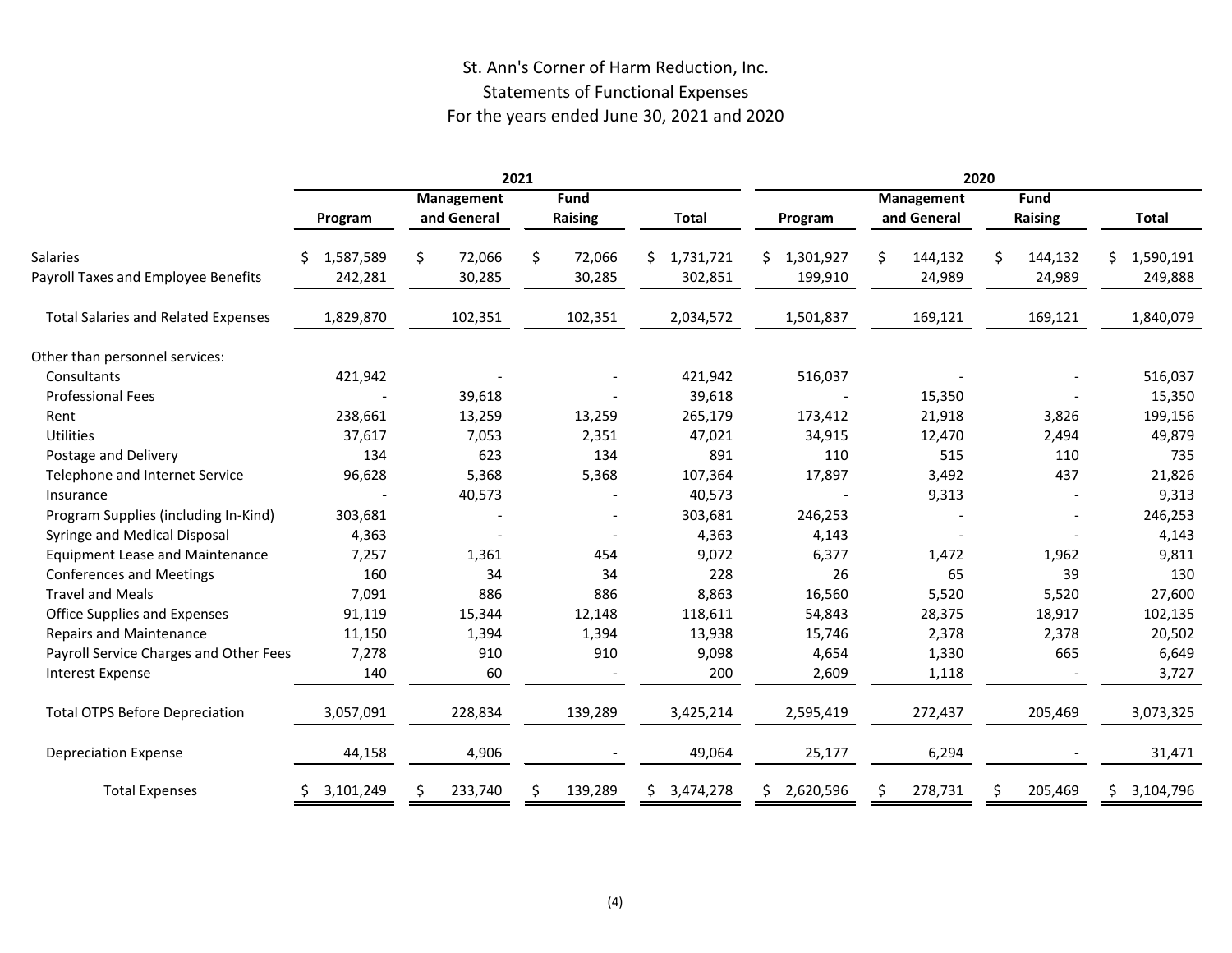# St. Ann's Corner of Harm Reduction, Inc.

## Statements of Functional Expenses

### For the years ended June 30, 2021 and 2020

| | 2021 | | | | 2020 | | | |
|---|---|---|---|---|---|---|---|---|
| | Program | Management and General | Fund Raising | Total | Program | Management and General | Fund Raising | Total |
| Salaries | $ 1,587,589 | $ 72,066 | $ 72,066 | $ 1,731,721 | $ 1,301,927 | $ 144,132 | $ 144,132 | $ 1,590,191 |
| Payroll Taxes and Employee Benefits | 242,281 | 30,285 | 30,285 | 302,851 | 199,910 | 24,989 | 24,989 | 249,888 |
| Total Salaries and Related Expenses | 1,829,870 | 102,351 | 102,351 | 2,034,572 | 1,501,837 | 169,121 | 169,121 | 1,840,079 |
| Other than personnel services: | | | | | | | | |
| Consultants | 421,942 | - | - | 421,942 | 516,037 | - | - | 516,037 |
| Professional Fees | - | 39,618 | - | 39,618 | - | 15,350 | - | 15,350 |
| Rent | 238,661 | 13,259 | 13,259 | 265,179 | 173,412 | 21,918 | 3,826 | 199,156 |
| Utilities | 37,617 | 7,053 | 2,351 | 47,021 | 34,915 | 12,470 | 2,494 | 49,879 |
| Postage and Delivery | 134 | 623 | 134 | 891 | 110 | 515 | 110 | 735 |
| Telephone and Internet Service | 96,628 | 5,368 | 5,368 | 107,364 | 17,897 | 3,492 | 437 | 21,826 |
| Insurance | - | 40,573 | - | 40,573 | - | 9,313 | - | 9,313 |
| Program Supplies (including In-Kind) | 303,681 | - | - | 303,681 | 246,253 | - | - | 246,253 |
| Syringe and Medical Disposal | 4,363 | - | - | 4,363 | 4,143 | - | - | 4,143 |
| Equipment Lease and Maintenance | 7,257 | 1,361 | 454 | 9,072 | 6,377 | 1,472 | 1,962 | 9,811 |
| Conferences and Meetings | 160 | 34 | 34 | 228 | 26 | 65 | 39 | 130 |
| Travel and Meals | 7,091 | 886 | 886 | 8,863 | 16,560 | 5,520 | 5,520 | 27,600 |
| Office Supplies and Expenses | 91,119 | 15,344 | 12,148 | 118,611 | 54,843 | 28,375 | 18,917 | 102,135 |
| Repairs and Maintenance | 11,150 | 1,394 | 1,394 | 13,938 | 15,746 | 2,378 | 2,378 | 20,502 |
| Payroll Service Charges and Other Fees | 7,278 | 910 | 910 | 9,098 | 4,654 | 1,330 | 665 | 6,649 |
| Interest Expense | 140 | 60 | - | 200 | 2,609 | 1,118 | - | 3,727 |
| Total OTPS Before Depreciation | 3,057,091 | 228,834 | 139,289 | 3,425,214 | 2,595,419 | 272,437 | 205,469 | 3,073,325 |
| Depreciation Expense | 44,158 | 4,906 | - | 49,064 | 25,177 | 6,294 | - | 31,471 |
| Total Expenses | $ 3,101,249 | $ 233,740 | $ 139,289 | $ 3,474,278 | $ 2,620,596 | $ 278,731 | $ 205,469 | $ 3,104,796 |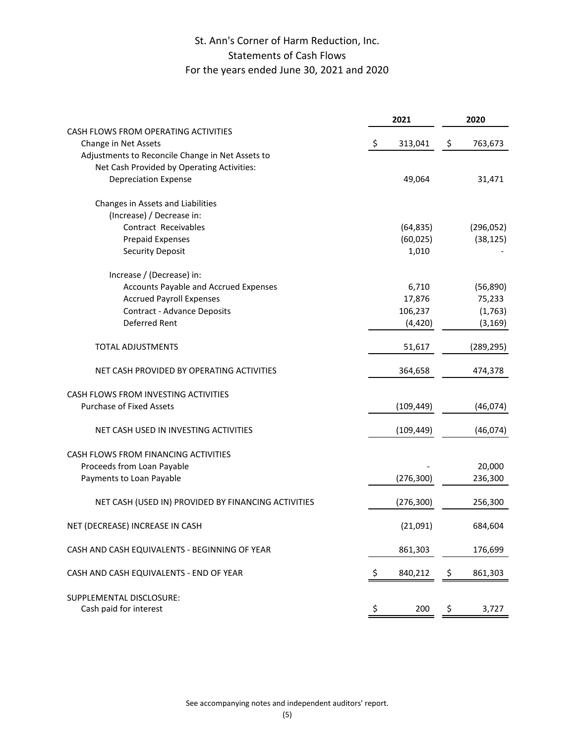# St. Ann's Corner of Harm Reduction, Inc.
## Statements of Cash Flows
### For the years ended June 30, 2021 and 2020

| | 2021 | 2020 |
|---|---|---|
| CASH FLOWS FROM OPERATING ACTIVITIES | | |
| Change in Net Assets | $ 313,041 | $ 763,673 |
| Adjustments to Reconcile Change in Net Assets to | | |
| Net Cash Provided by Operating Activities: | | |
| Depreciation Expense | 49,064 | 31,471 |
| Changes in Assets and Liabilities | | |
| (Increase) / Decrease in: | | |
| Contract Receivables | (64,835) | (296,052) |
| Prepaid Expenses | (60,025) | (38,125) |
| Security Deposit | 1,010 | - |
| Increase / (Decrease) in: | | |
| Accounts Payable and Accrued Expenses | 6,710 | (56,890) |
| Accrued Payroll Expenses | 17,876 | 75,233 |
| Contract - Advance Deposits | 106,237 | (1,763) |
| Deferred Rent | (4,420) | (3,169) |
| TOTAL ADJUSTMENTS | 51,617 | (289,295) |
| NET CASH PROVIDED BY OPERATING ACTIVITIES | 364,658 | 474,378 |
| CASH FLOWS FROM INVESTING ACTIVITIES | | |
| Purchase of Fixed Assets | (109,449) | (46,074) |
| NET CASH USED IN INVESTING ACTIVITIES | (109,449) | (46,074) |
| CASH FLOWS FROM FINANCING ACTIVITIES | | |
| Proceeds from Loan Payable | - | 20,000 |
| Payments to Loan Payable | (276,300) | 236,300 |
| NET CASH (USED IN) PROVIDED BY FINANCING ACTIVITIES | (276,300) | 256,300 |
| NET (DECREASE) INCREASE IN CASH | (21,091) | 684,604 |
| CASH AND CASH EQUIVALENTS - BEGINNING OF YEAR | 861,303 | 176,699 |
| CASH AND CASH EQUIVALENTS - END OF YEAR | $ 840,212 | $ 861,303 |
| SUPPLEMENTAL DISCLOSURE: | | |
| Cash paid for interest | $ 200 | $ 3,727 |

See accompanying notes and independent auditors' report.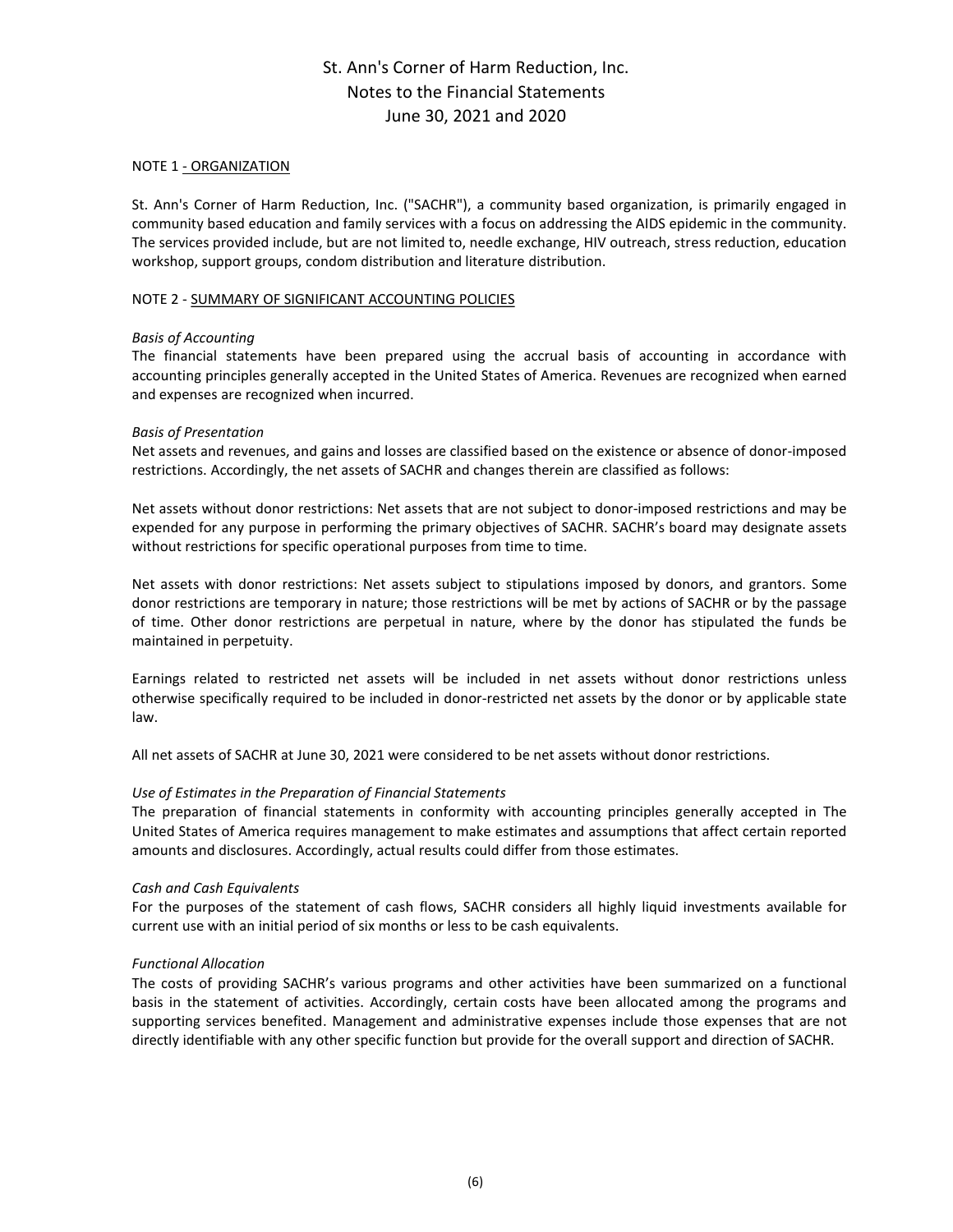# St. Ann's Corner of Harm Reduction, Inc.
# Notes to the Financial Statements
# June 30, 2021 and 2020

## NOTE 1 - ORGANIZATION

St. Ann's Corner of Harm Reduction, Inc. ("SACHR"), a community based organization, is primarily engaged in community based education and family services with a focus on addressing the AIDS epidemic in the community. The services provided include, but are not limited to, needle exchange, HIV outreach, stress reduction, education workshop, support groups, condom distribution and literature distribution.

## NOTE 2 - SUMMARY OF SIGNIFICANT ACCOUNTING POLICIES

*Basis of Accounting*
The financial statements have been prepared using the accrual basis of accounting in accordance with accounting principles generally accepted in the United States of America. Revenues are recognized when earned and expenses are recognized when incurred.

*Basis of Presentation*
Net assets and revenues, and gains and losses are classified based on the existence or absence of donor-imposed restrictions. Accordingly, the net assets of SACHR and changes therein are classified as follows:

Net assets without donor restrictions: Net assets that are not subject to donor-imposed restrictions and may be expended for any purpose in performing the primary objectives of SACHR. SACHR's board may designate assets without restrictions for specific operational purposes from time to time.

Net assets with donor restrictions: Net assets subject to stipulations imposed by donors, and grantors. Some donor restrictions are temporary in nature; those restrictions will be met by actions of SACHR or by the passage of time. Other donor restrictions are perpetual in nature, where by the donor has stipulated the funds be maintained in perpetuity.

Earnings related to restricted net assets will be included in net assets without donor restrictions unless otherwise specifically required to be included in donor-restricted net assets by the donor or by applicable state law.

All net assets of SACHR at June 30, 2021 were considered to be net assets without donor restrictions.

*Use of Estimates in the Preparation of Financial Statements*
The preparation of financial statements in conformity with accounting principles generally accepted in The United States of America requires management to make estimates and assumptions that affect certain reported amounts and disclosures. Accordingly, actual results could differ from those estimates.

*Cash and Cash Equivalents*
For the purposes of the statement of cash flows, SACHR considers all highly liquid investments available for current use with an initial period of six months or less to be cash equivalents.

*Functional Allocation*
The costs of providing SACHR's various programs and other activities have been summarized on a functional basis in the statement of activities. Accordingly, certain costs have been allocated among the programs and supporting services benefited. Management and administrative expenses include those expenses that are not directly identifiable with any other specific function but provide for the overall support and direction of SACHR.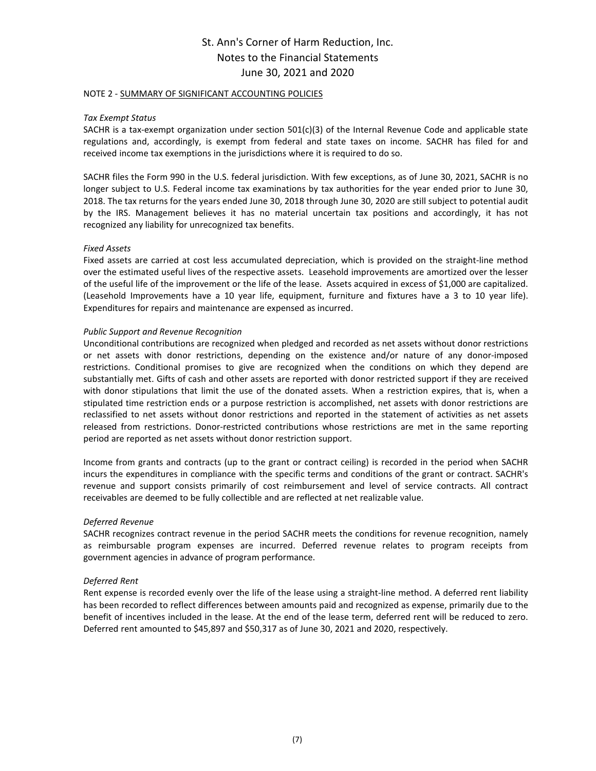NOTE 2 - SUMMARY OF SIGNIFICANT ACCOUNTING POLICIES

*Tax Exempt Status*

SACHR is a tax-exempt organization under section 501(c)(3) of the Internal Revenue Code and applicable state regulations and, accordingly, is exempt from federal and state taxes on income. SACHR has filed for and received income tax exemptions in the jurisdictions where it is required to do so.

SACHR files the Form 990 in the U.S. federal jurisdiction. With few exceptions, as of June 30, 2021, SACHR is no longer subject to U.S. Federal income tax examinations by tax authorities for the year ended prior to June 30, 2018. The tax returns for the years ended June 30, 2018 through June 30, 2020 are still subject to potential audit by the IRS. Management believes it has no material uncertain tax positions and accordingly, it has not recognized any liability for unrecognized tax benefits.

*Fixed Assets*

Fixed assets are carried at cost less accumulated depreciation, which is provided on the straight-line method over the estimated useful lives of the respective assets. Leasehold improvements are amortized over the lesser of the useful life of the improvement or the life of the lease. Assets acquired in excess of $1,000 are capitalized. (Leasehold Improvements have a 10 year life, equipment, furniture and fixtures have a 3 to 10 year life). Expenditures for repairs and maintenance are expensed as incurred.

*Public Support and Revenue Recognition*

Unconditional contributions are recognized when pledged and recorded as net assets without donor restrictions or net assets with donor restrictions, depending on the existence and/or nature of any donor-imposed restrictions. Conditional promises to give are recognized when the conditions on which they depend are substantially met. Gifts of cash and other assets are reported with donor restricted support if they are received with donor stipulations that limit the use of the donated assets. When a restriction expires, that is, when a stipulated time restriction ends or a purpose restriction is accomplished, net assets with donor restrictions are reclassified to net assets without donor restrictions and reported in the statement of activities as net assets released from restrictions. Donor-restricted contributions whose restrictions are met in the same reporting period are reported as net assets without donor restriction support.

Income from grants and contracts (up to the grant or contract ceiling) is recorded in the period when SACHR incurs the expenditures in compliance with the specific terms and conditions of the grant or contract. SACHR's revenue and support consists primarily of cost reimbursement and level of service contracts. All contract receivables are deemed to be fully collectible and are reflected at net realizable value.

*Deferred Revenue*

SACHR recognizes contract revenue in the period SACHR meets the conditions for revenue recognition, namely as reimbursable program expenses are incurred. Deferred revenue relates to program receipts from government agencies in advance of program performance.

*Deferred Rent*

Rent expense is recorded evenly over the life of the lease using a straight-line method. A deferred rent liability has been recorded to reflect differences between amounts paid and recognized as expense, primarily due to the benefit of incentives included in the lease. At the end of the lease term, deferred rent will be reduced to zero. Deferred rent amounted to $45,897 and $50,317 as of June 30, 2021 and 2020, respectively.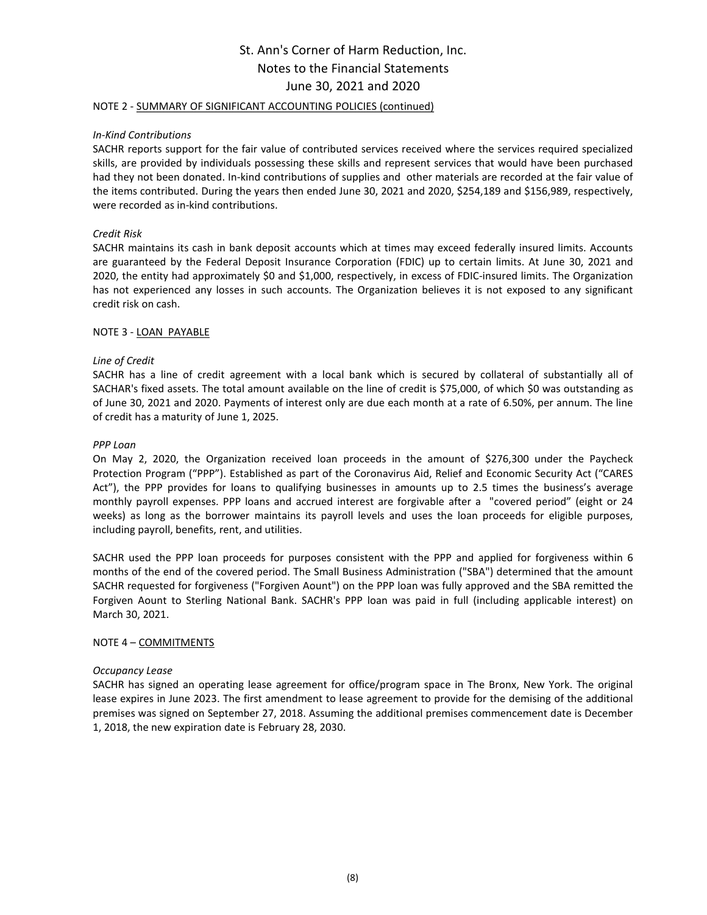# St. Ann's Corner of Harm Reduction, Inc.
## Notes to the Financial Statements
## June 30, 2021 and 2020

NOTE 2 - SUMMARY OF SIGNIFICANT ACCOUNTING POLICIES (continued)

*In-Kind Contributions*

SACHR reports support for the fair value of contributed services received where the services required specialized skills, are provided by individuals possessing these skills and represent services that would have been purchased had they not been donated. In-kind contributions of supplies and other materials are recorded at the fair value of the items contributed. During the years then ended June 30, 2021 and 2020, $254,189 and $156,989, respectively, were recorded as in-kind contributions.

*Credit Risk*

SACHR maintains its cash in bank deposit accounts which at times may exceed federally insured limits. Accounts are guaranteed by the Federal Deposit Insurance Corporation (FDIC) up to certain limits. At June 30, 2021 and 2020, the entity had approximately $0 and $1,000, respectively, in excess of FDIC-insured limits. The Organization has not experienced any losses in such accounts. The Organization believes it is not exposed to any significant credit risk on cash.

NOTE 3 - LOAN PAYABLE

*Line of Credit*

SACHR has a line of credit agreement with a local bank which is secured by collateral of substantially all of SACHAR's fixed assets. The total amount available on the line of credit is $75,000, of which $0 was outstanding as of June 30, 2021 and 2020. Payments of interest only are due each month at a rate of 6.50%, per annum. The line of credit has a maturity of June 1, 2025.

*PPP Loan*

On May 2, 2020, the Organization received loan proceeds in the amount of $276,300 under the Paycheck Protection Program ("PPP"). Established as part of the Coronavirus Aid, Relief and Economic Security Act ("CARES Act"), the PPP provides for loans to qualifying businesses in amounts up to 2.5 times the business's average monthly payroll expenses. PPP loans and accrued interest are forgivable after a "covered period" (eight or 24 weeks) as long as the borrower maintains its payroll levels and uses the loan proceeds for eligible purposes, including payroll, benefits, rent, and utilities.

SACHR used the PPP loan proceeds for purposes consistent with the PPP and applied for forgiveness within 6 months of the end of the covered period. The Small Business Administration ("SBA") determined that the amount SACHR requested for forgiveness ("Forgiven Aount") on the PPP loan was fully approved and the SBA remitted the Forgiven Aount to Sterling National Bank. SACHR's PPP loan was paid in full (including applicable interest) on March 30, 2021.

NOTE 4 – COMMITMENTS

*Occupancy Lease*

SACHR has signed an operating lease agreement for office/program space in The Bronx, New York. The original lease expires in June 2023. The first amendment to lease agreement to provide for the demising of the additional premises was signed on September 27, 2018. Assuming the additional premises commencement date is December 1, 2018, the new expiration date is February 28, 2030.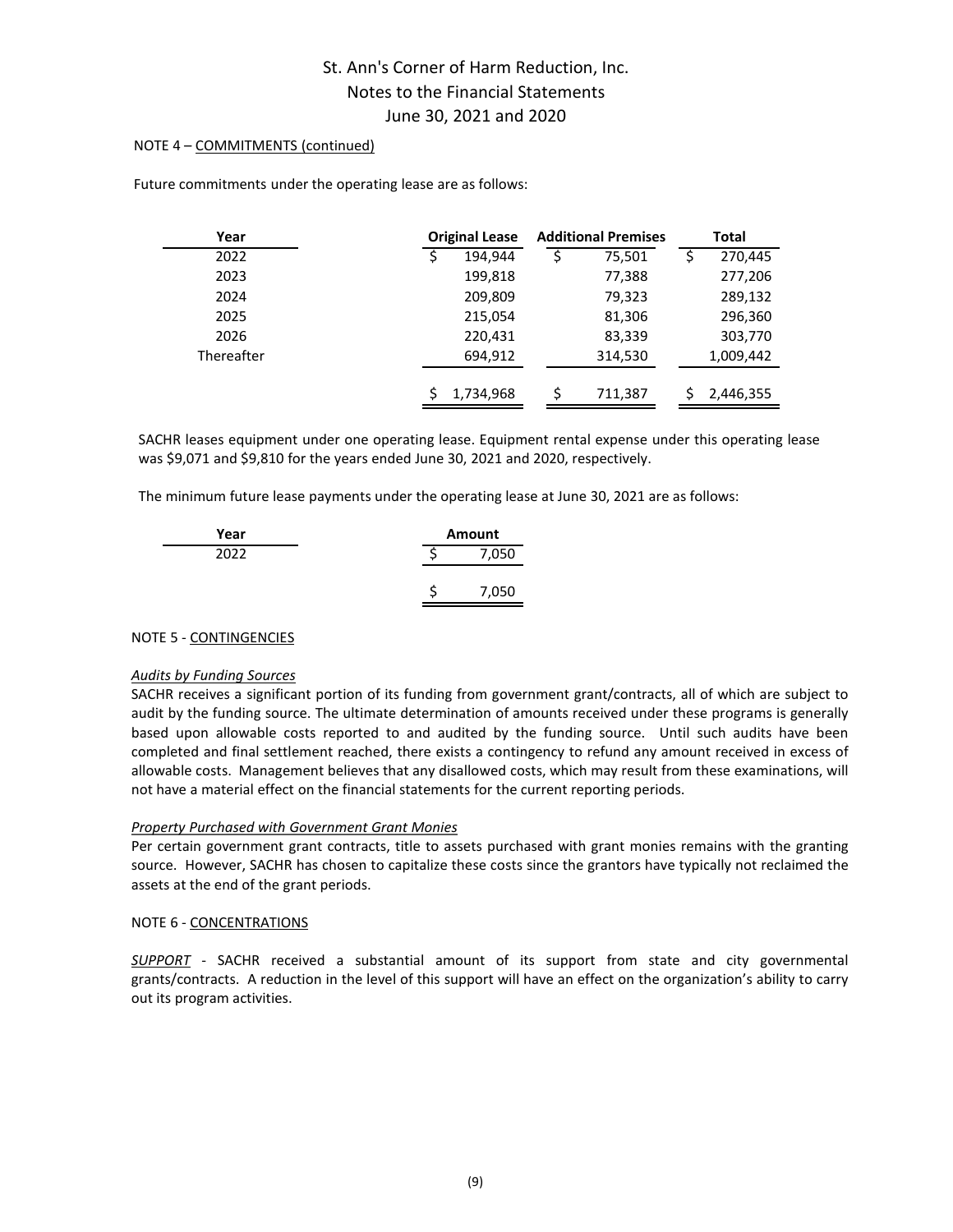NOTE 4 – COMMITMENTS (continued)

Future commitments under the operating lease are as follows:

| Year | Original Lease | Additional Premises | Total |
|---|---|---|---|
| 2022 | $ 194,944 | $ 75,501 | $ 270,445 |
| 2023 | 199,818 | 77,388 | 277,206 |
| 2024 | 209,809 | 79,323 | 289,132 |
| 2025 | 215,054 | 81,306 | 296,360 |
| 2026 | 220,431 | 83,339 | 303,770 |
| Thereafter | 694,912 | 314,530 | 1,009,442 |
| | $ 1,734,968 | $ 711,387 | $ 2,446,355 |

SACHR leases equipment under one operating lease. Equipment rental expense under this operating lease was $9,071 and $9,810 for the years ended June 30, 2021 and 2020, respectively.

The minimum future lease payments under the operating lease at June 30, 2021 are as follows:

| Year | Amount |
|---|---|
| 2022 | $ 7,050 |
| | $ 7,050 |

NOTE 5 - CONTINGENCIES

*Audits by Funding Sources*

SACHR receives a significant portion of its funding from government grant/contracts, all of which are subject to audit by the funding source. The ultimate determination of amounts received under these programs is generally based upon allowable costs reported to and audited by the funding source. Until such audits have been completed and final settlement reached, there exists a contingency to refund any amount received in excess of allowable costs. Management believes that any disallowed costs, which may result from these examinations, will not have a material effect on the financial statements for the current reporting periods.

*Property Purchased with Government Grant Monies*

Per certain government grant contracts, title to assets purchased with grant monies remains with the granting source. However, SACHR has chosen to capitalize these costs since the grantors have typically not reclaimed the assets at the end of the grant periods.

NOTE 6 - CONCENTRATIONS

*SUPPORT* - SACHR received a substantial amount of its support from state and city governmental grants/contracts. A reduction in the level of this support will have an effect on the organization's ability to carry out its program activities.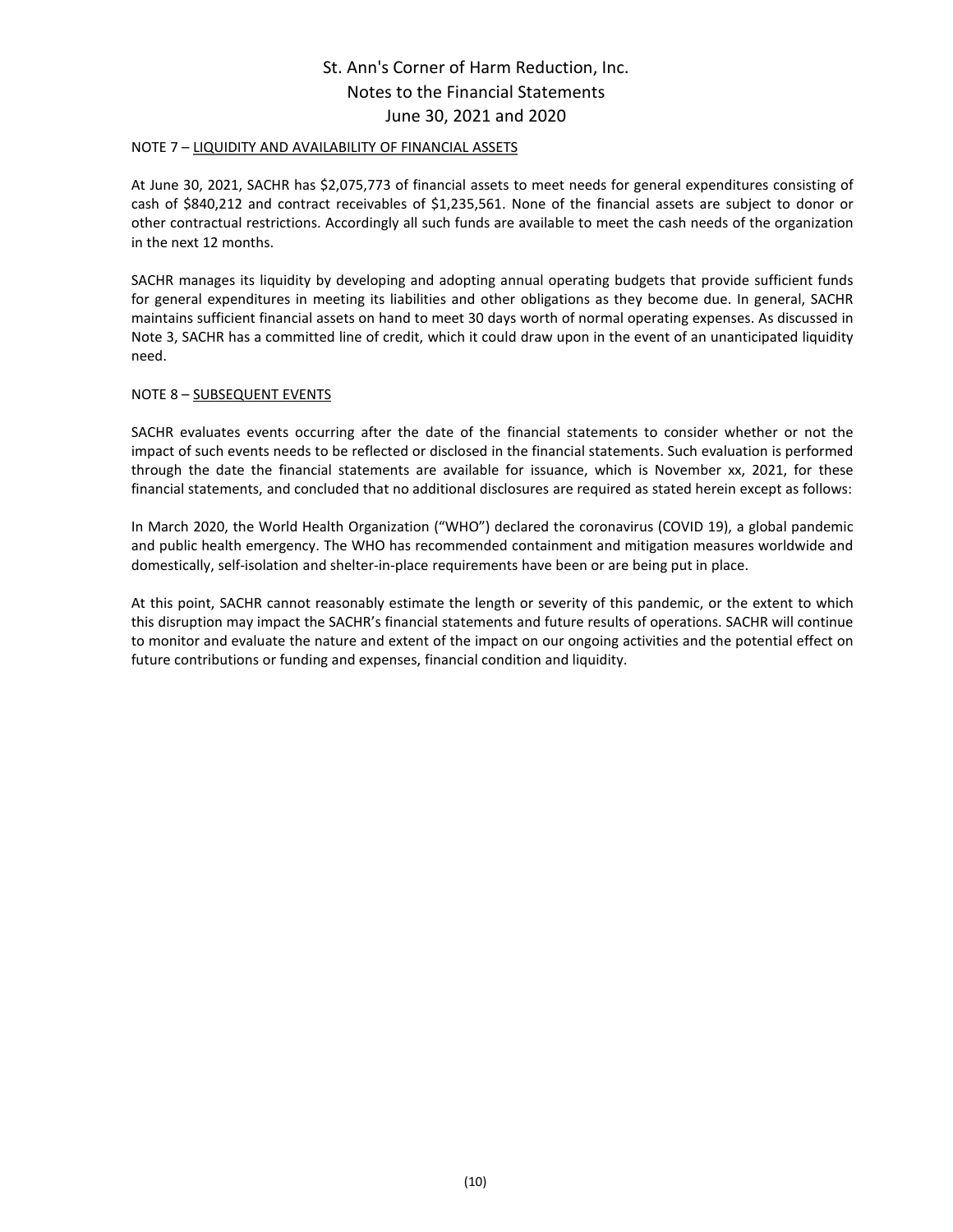NOTE 7 – LIQUIDITY AND AVAILABILITY OF FINANCIAL ASSETS

At June 30, 2021, SACHR has $2,075,773 of financial assets to meet needs for general expenditures consisting of cash of $840,212 and contract receivables of $1,235,561. None of the financial assets are subject to donor or other contractual restrictions. Accordingly all such funds are available to meet the cash needs of the organization in the next 12 months.

SACHR manages its liquidity by developing and adopting annual operating budgets that provide sufficient funds for general expenditures in meeting its liabilities and other obligations as they become due. In general, SACHR maintains sufficient financial assets on hand to meet 30 days worth of normal operating expenses. As discussed in Note 3, SACHR has a committed line of credit, which it could draw upon in the event of an unanticipated liquidity need.

NOTE 8 – SUBSEQUENT EVENTS

SACHR evaluates events occurring after the date of the financial statements to consider whether or not the impact of such events needs to be reflected or disclosed in the financial statements. Such evaluation is performed through the date the financial statements are available for issuance, which is November xx, 2021, for these financial statements, and concluded that no additional disclosures are required as stated herein except as follows:

In March 2020, the World Health Organization ("WHO") declared the coronavirus (COVID 19), a global pandemic and public health emergency. The WHO has recommended containment and mitigation measures worldwide and domestically, self-isolation and shelter-in-place requirements have been or are being put in place.

At this point, SACHR cannot reasonably estimate the length or severity of this pandemic, or the extent to which this disruption may impact the SACHR's financial statements and future results of operations. SACHR will continue to monitor and evaluate the nature and extent of the impact on our ongoing activities and the potential effect on future contributions or funding and expenses, financial condition and liquidity.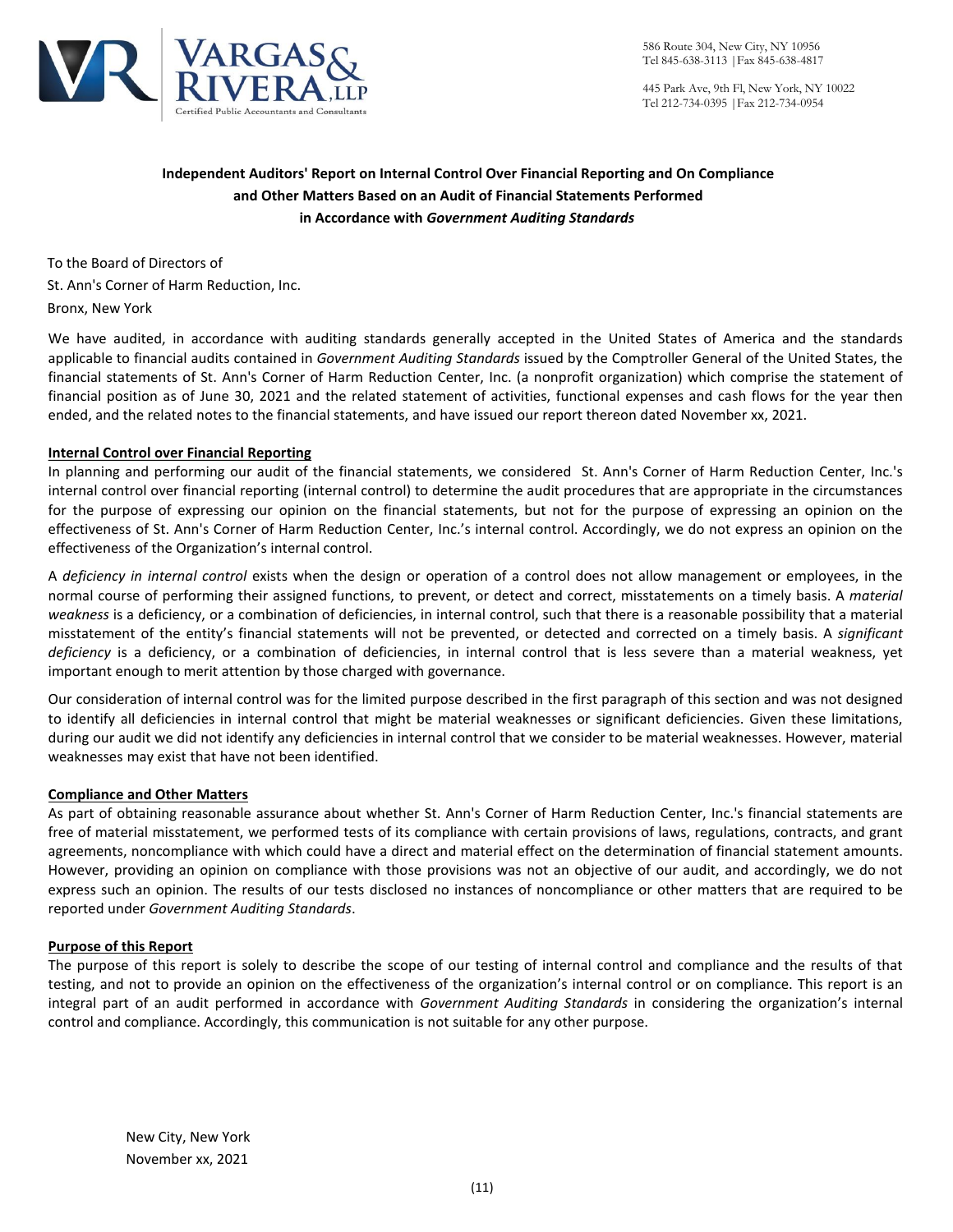VARGAS & RIVERA, LLP
Certified Public Accountants and Consultants

586 Route 304, New City, NY 10956
Tel 845-638-3113 | Fax 845-638-4817

445 Park Ave, 9th Fl, New York, NY 10022
Tel 212-734-0395 | Fax 212-734-0954

## Independent Auditors' Report on Internal Control Over Financial Reporting and On Compliance and Other Matters Based on an Audit of Financial Statements Performed in Accordance with *Government Auditing Standards*

To the Board of Directors of
St. Ann's Corner of Harm Reduction, Inc.
Bronx, New York

We have audited, in accordance with auditing standards generally accepted in the United States of America and the standards applicable to financial audits contained in *Government Auditing Standards* issued by the Comptroller General of the United States, the financial statements of St. Ann's Corner of Harm Reduction Center, Inc. (a nonprofit organization) which comprise the statement of financial position as of June 30, 2021 and the related statement of activities, functional expenses and cash flows for the year then ended, and the related notes to the financial statements, and have issued our report thereon dated November xx, 2021.

**Internal Control over Financial Reporting**

In planning and performing our audit of the financial statements, we considered St. Ann's Corner of Harm Reduction Center, Inc.'s internal control over financial reporting (internal control) to determine the audit procedures that are appropriate in the circumstances for the purpose of expressing our opinion on the financial statements, but not for the purpose of expressing an opinion on the effectiveness of St. Ann's Corner of Harm Reduction Center, Inc.'s internal control. Accordingly, we do not express an opinion on the effectiveness of the Organization's internal control.

A *deficiency in internal control* exists when the design or operation of a control does not allow management or employees, in the normal course of performing their assigned functions, to prevent, or detect and correct, misstatements on a timely basis. A *material weakness* is a deficiency, or a combination of deficiencies, in internal control, such that there is a reasonable possibility that a material misstatement of the entity's financial statements will not be prevented, or detected and corrected on a timely basis. A *significant deficiency* is a deficiency, or a combination of deficiencies, in internal control that is less severe than a material weakness, yet important enough to merit attention by those charged with governance.

Our consideration of internal control was for the limited purpose described in the first paragraph of this section and was not designed to identify all deficiencies in internal control that might be material weaknesses or significant deficiencies. Given these limitations, during our audit we did not identify any deficiencies in internal control that we consider to be material weaknesses. However, material weaknesses may exist that have not been identified.

**Compliance and Other Matters**

As part of obtaining reasonable assurance about whether St. Ann's Corner of Harm Reduction Center, Inc.'s financial statements are free of material misstatement, we performed tests of its compliance with certain provisions of laws, regulations, contracts, and grant agreements, noncompliance with which could have a direct and material effect on the determination of financial statement amounts. However, providing an opinion on compliance with those provisions was not an objective of our audit, and accordingly, we do not express such an opinion. The results of our tests disclosed no instances of noncompliance or other matters that are required to be reported under *Government Auditing Standards*.

**Purpose of this Report**

The purpose of this report is solely to describe the scope of our testing of internal control and compliance and the results of that testing, and not to provide an opinion on the effectiveness of the organization's internal control or on compliance. This report is an integral part of an audit performed in accordance with *Government Auditing Standards* in considering the organization's internal control and compliance. Accordingly, this communication is not suitable for any other purpose.

New City, New York
November xx, 2021